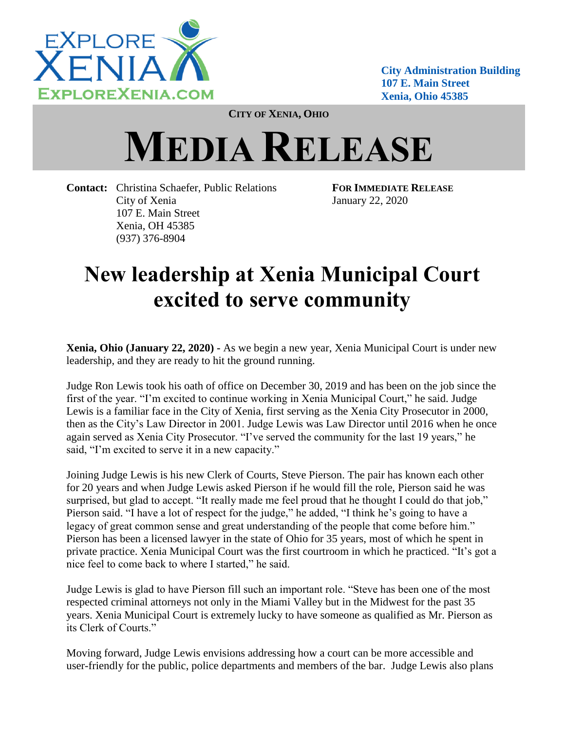EXPLORE XENIA
EXPLOREXENIA.COM

**City Administration Building**
**107 E. Main Street**
**Xenia, Ohio 45385**

**CITY OF XENIA, OHIO**

# MEDIA RELEASE

**Contact:** Christina Schaefer, Public Relations
City of Xenia
107 E. Main Street
Xenia, OH 45385
(937) 376-8904

**FOR IMMEDIATE RELEASE**
January 22, 2020

## New leadership at Xenia Municipal Court excited to serve community

**Xenia, Ohio (January 22, 2020) -** As we begin a new year, Xenia Municipal Court is under new leadership, and they are ready to hit the ground running.

Judge Ron Lewis took his oath of office on December 30, 2019 and has been on the job since the first of the year. "I'm excited to continue working in Xenia Municipal Court," he said. Judge Lewis is a familiar face in the City of Xenia, first serving as the Xenia City Prosecutor in 2000, then as the City's Law Director in 2001. Judge Lewis was Law Director until 2016 when he once again served as Xenia City Prosecutor. "I've served the community for the last 19 years," he said, "I'm excited to serve it in a new capacity."

Joining Judge Lewis is his new Clerk of Courts, Steve Pierson. The pair has known each other for 20 years and when Judge Lewis asked Pierson if he would fill the role, Pierson said he was surprised, but glad to accept. "It really made me feel proud that he thought I could do that job," Pierson said. "I have a lot of respect for the judge," he added, "I think he's going to have a legacy of great common sense and great understanding of the people that come before him." Pierson has been a licensed lawyer in the state of Ohio for 35 years, most of which he spent in private practice. Xenia Municipal Court was the first courtroom in which he practiced. "It's got a nice feel to come back to where I started," he said.

Judge Lewis is glad to have Pierson fill such an important role. "Steve has been one of the most respected criminal attorneys not only in the Miami Valley but in the Midwest for the past 35 years. Xenia Municipal Court is extremely lucky to have someone as qualified as Mr. Pierson as its Clerk of Courts."

Moving forward, Judge Lewis envisions addressing how a court can be more accessible and user-friendly for the public, police departments and members of the bar. Judge Lewis also plans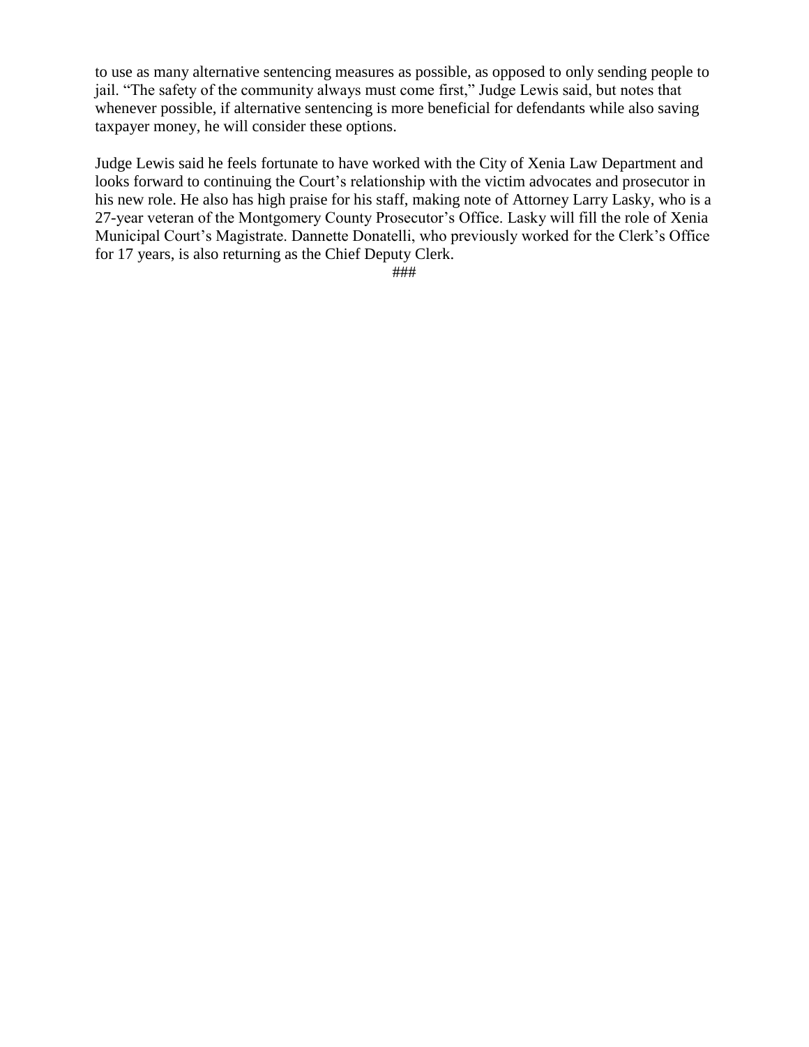to use as many alternative sentencing measures as possible, as opposed to only sending people to jail. "The safety of the community always must come first," Judge Lewis said, but notes that whenever possible, if alternative sentencing is more beneficial for defendants while also saving taxpayer money, he will consider these options.

Judge Lewis said he feels fortunate to have worked with the City of Xenia Law Department and looks forward to continuing the Court's relationship with the victim advocates and prosecutor in his new role. He also has high praise for his staff, making note of Attorney Larry Lasky, who is a 27-year veteran of the Montgomery County Prosecutor's Office. Lasky will fill the role of Xenia Municipal Court's Magistrate. Dannette Donatelli, who previously worked for the Clerk's Office for 17 years, is also returning as the Chief Deputy Clerk.

###